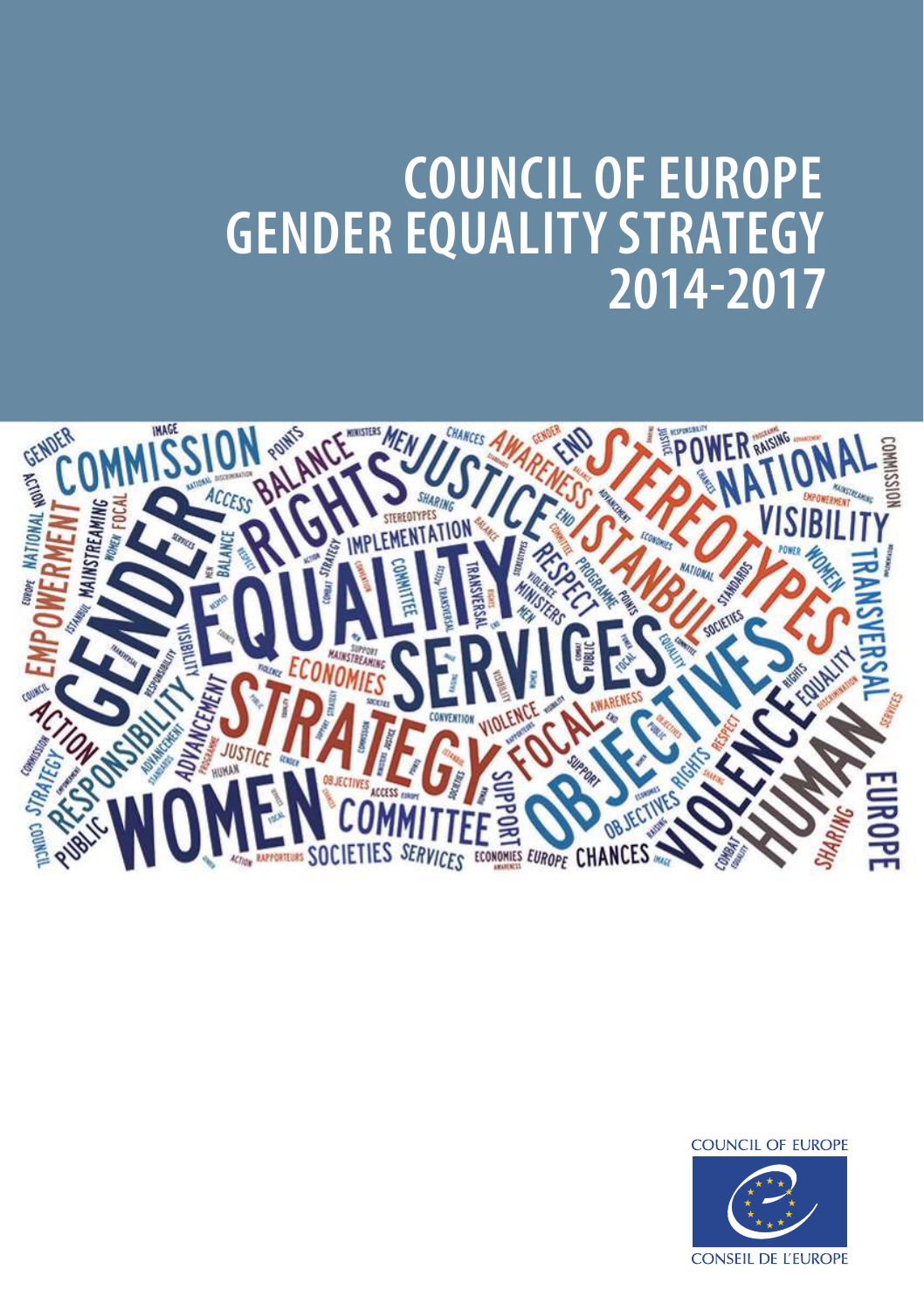# COUNCIL OF EUROPE GENDER EQUALITY STRATEGY 2014-2017

COUNCIL OF EUROPE

CONSEIL DE L'EUROPE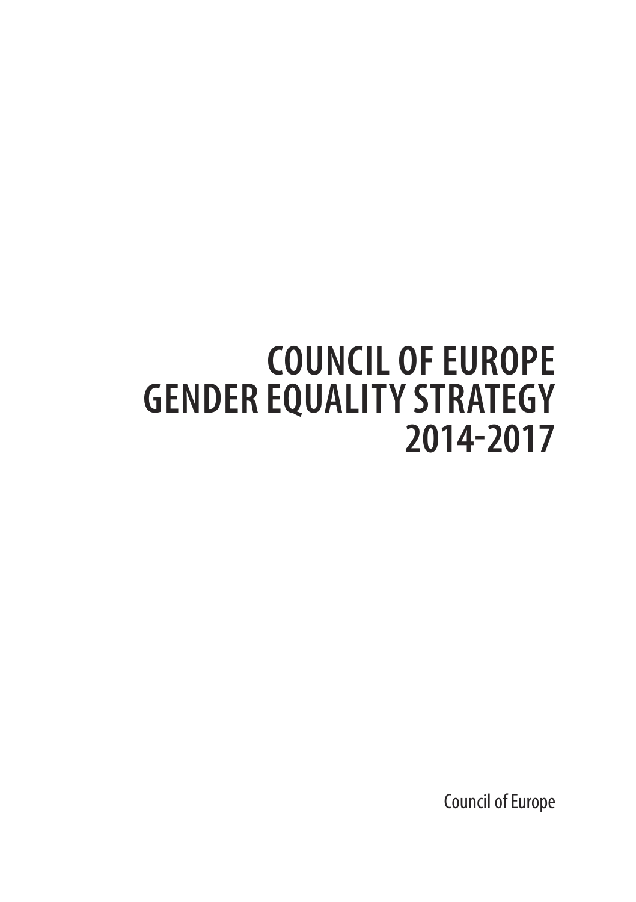# COUNCIL OF EUROPE GENDER EQUALITY STRATEGY 2014-2017

Council of Europe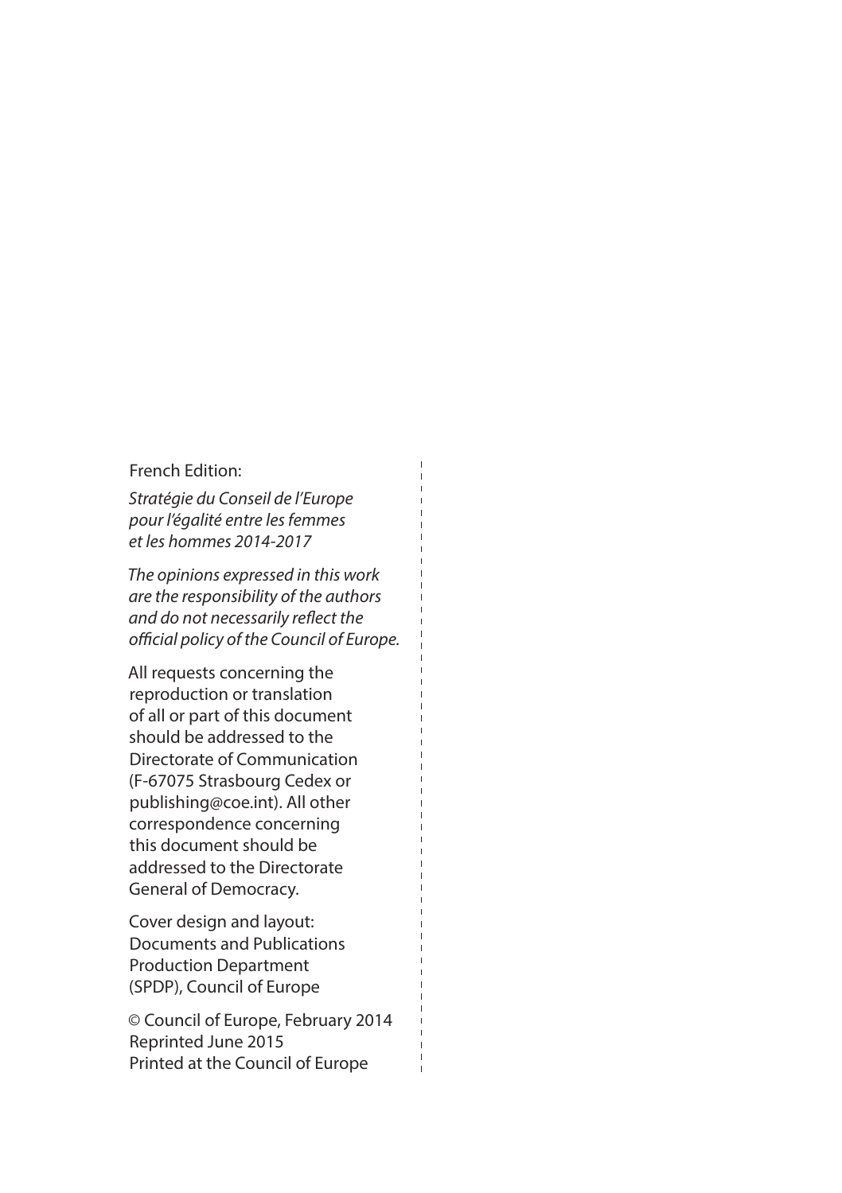French Edition:

*Stratégie du Conseil de l'Europe pour l'égalité entre les femmes et les hommes 2014-2017*

*The opinions expressed in this work are the responsibility of the authors and do not necessarily reflect the official policy of the Council of Europe.*

All requests concerning the reproduction or translation of all or part of this document should be addressed to the Directorate of Communication (F-67075 Strasbourg Cedex or publishing@coe.int). All other correspondence concerning this document should be addressed to the Directorate General of Democracy.

Cover design and layout: Documents and Publications Production Department (SPDP), Council of Europe

© Council of Europe, February 2014
Reprinted June 2015
Printed at the Council of Europe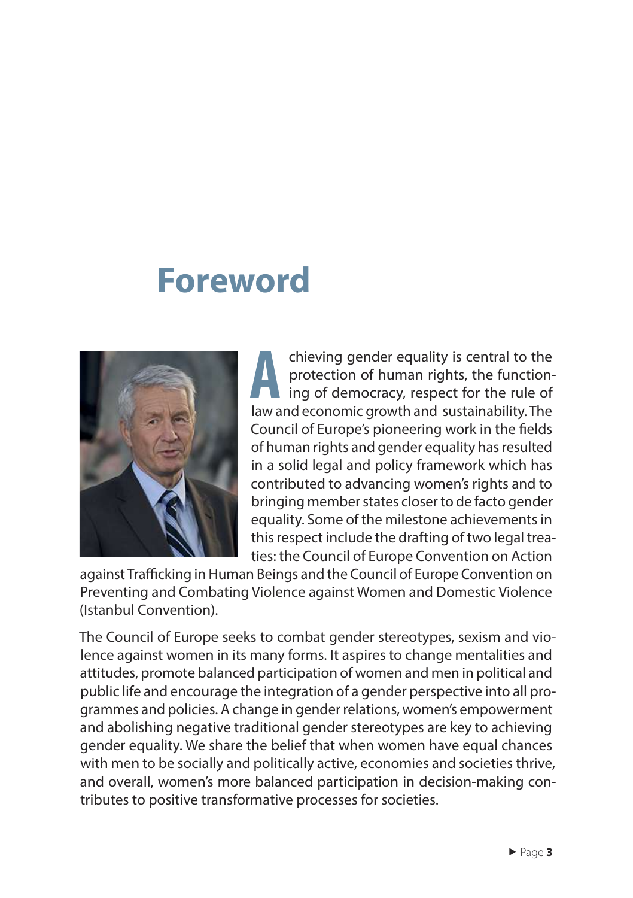# Foreword

Achieving gender equality is central to the protection of human rights, the functioning of democracy, respect for the rule of law and economic growth and sustainability. The Council of Europe's pioneering work in the fields of human rights and gender equality has resulted in a solid legal and policy framework which has contributed to advancing women's rights and to bringing member states closer to de facto gender equality. Some of the milestone achievements in this respect include the drafting of two legal treaties: the Council of Europe Convention on Action against Trafficking in Human Beings and the Council of Europe Convention on Preventing and Combating Violence against Women and Domestic Violence (Istanbul Convention).

The Council of Europe seeks to combat gender stereotypes, sexism and violence against women in its many forms. It aspires to change mentalities and attitudes, promote balanced participation of women and men in political and public life and encourage the integration of a gender perspective into all programmes and policies. A change in gender relations, women's empowerment and abolishing negative traditional gender stereotypes are key to achieving gender equality. We share the belief that when women have equal chances with men to be socially and politically active, economies and societies thrive, and overall, women's more balanced participation in decision-making contributes to positive transformative processes for societies.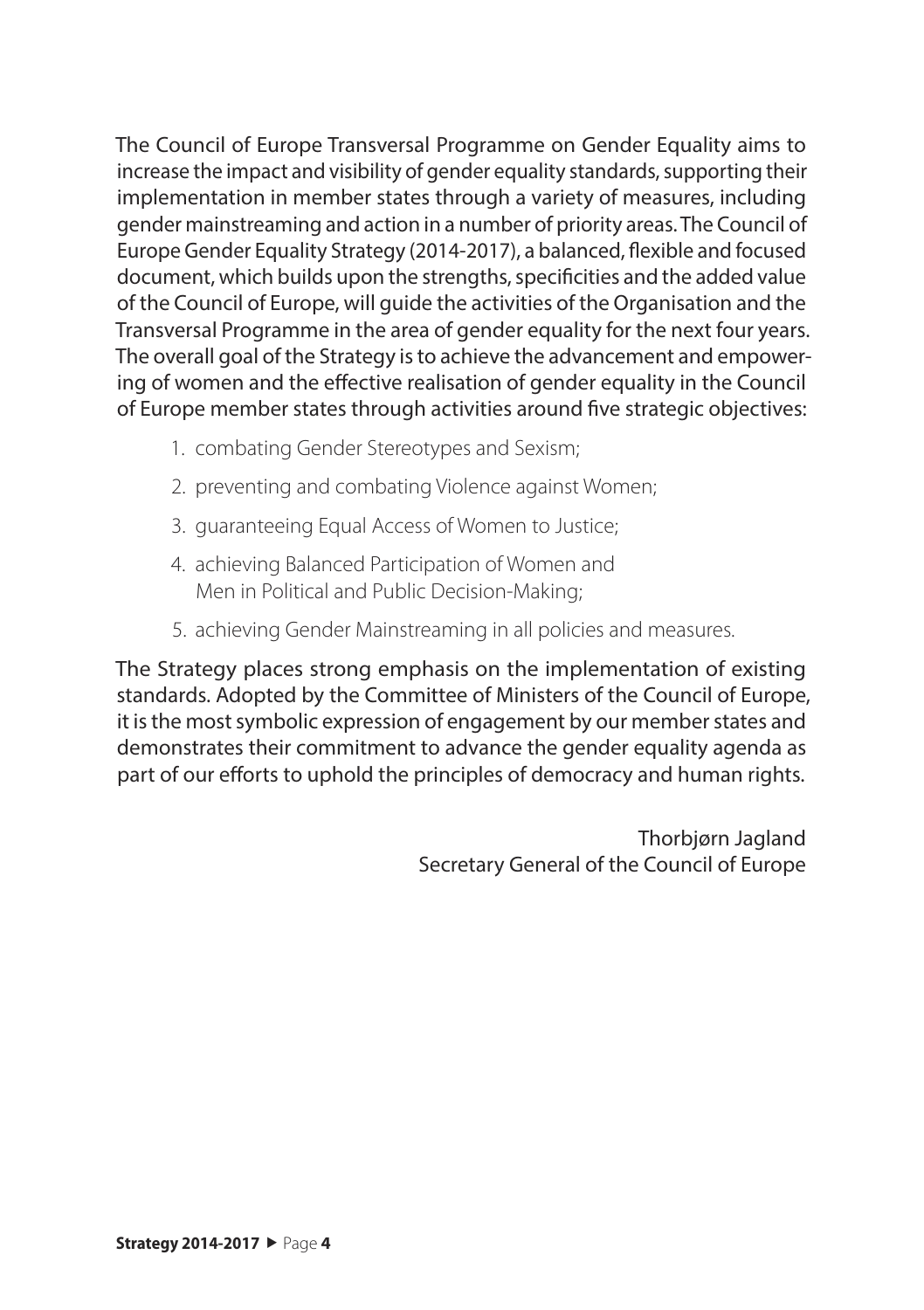The Council of Europe Transversal Programme on Gender Equality aims to increase the impact and visibility of gender equality standards, supporting their implementation in member states through a variety of measures, including gender mainstreaming and action in a number of priority areas. The Council of Europe Gender Equality Strategy (2014-2017), a balanced, flexible and focused document, which builds upon the strengths, specificities and the added value of the Council of Europe, will guide the activities of the Organisation and the Transversal Programme in the area of gender equality for the next four years. The overall goal of the Strategy is to achieve the advancement and empowering of women and the effective realisation of gender equality in the Council of Europe member states through activities around five strategic objectives:

1. combating Gender Stereotypes and Sexism;
2. preventing and combating Violence against Women;
3. guaranteeing Equal Access of Women to Justice;
4. achieving Balanced Participation of Women and Men in Political and Public Decision-Making;
5. achieving Gender Mainstreaming in all policies and measures.

The Strategy places strong emphasis on the implementation of existing standards. Adopted by the Committee of Ministers of the Council of Europe, it is the most symbolic expression of engagement by our member states and demonstrates their commitment to advance the gender equality agenda as part of our efforts to uphold the principles of democracy and human rights.

Thorbjørn Jagland
Secretary General of the Council of Europe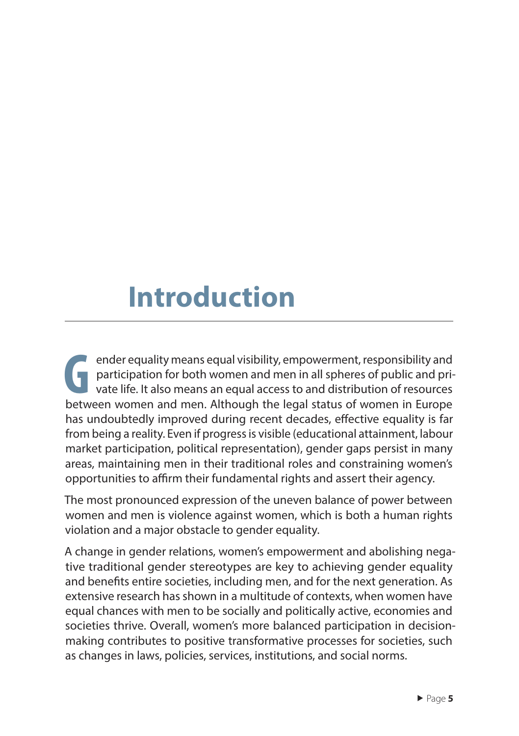# Introduction

Gender equality means equal visibility, empowerment, responsibility and participation for both women and men in all spheres of public and private life. It also means an equal access to and distribution of resources between women and men. Although the legal status of women in Europe has undoubtedly improved during recent decades, effective equality is far from being a reality. Even if progress is visible (educational attainment, labour market participation, political representation), gender gaps persist in many areas, maintaining men in their traditional roles and constraining women's opportunities to affirm their fundamental rights and assert their agency.

The most pronounced expression of the uneven balance of power between women and men is violence against women, which is both a human rights violation and a major obstacle to gender equality.

A change in gender relations, women's empowerment and abolishing negative traditional gender stereotypes are key to achieving gender equality and benefits entire societies, including men, and for the next generation. As extensive research has shown in a multitude of contexts, when women have equal chances with men to be socially and politically active, economies and societies thrive. Overall, women's more balanced participation in decision-making contributes to positive transformative processes for societies, such as changes in laws, policies, services, institutions, and social norms.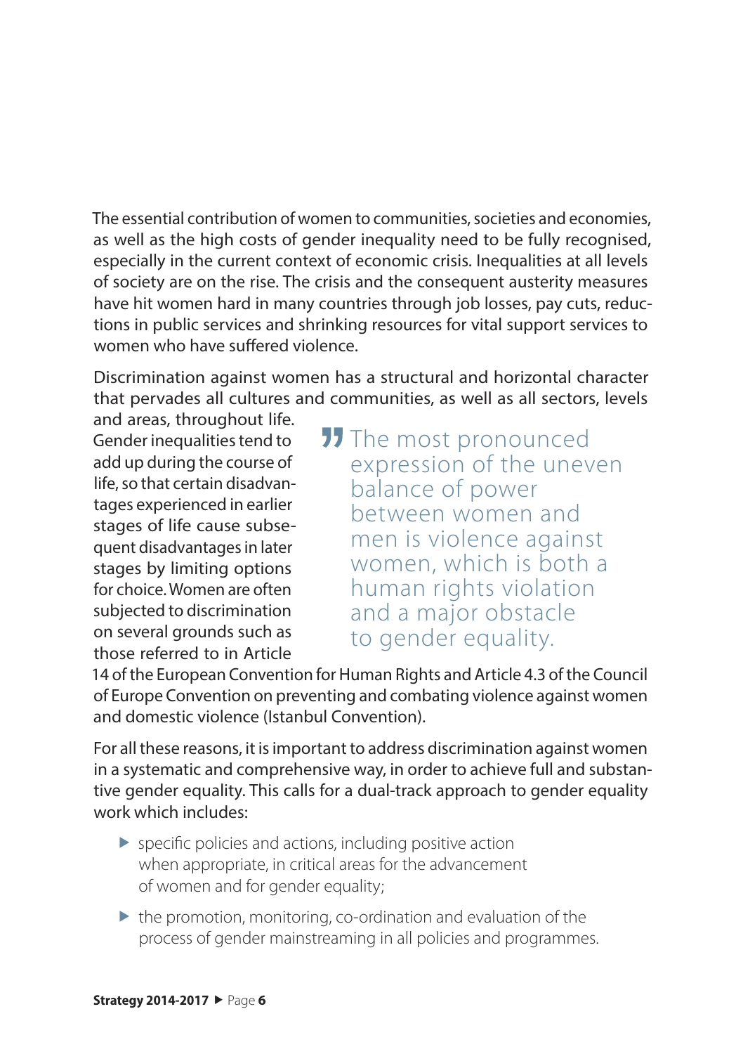The essential contribution of women to communities, societies and economies, as well as the high costs of gender inequality need to be fully recognised, especially in the current context of economic crisis. Inequalities at all levels of society are on the rise. The crisis and the consequent austerity measures have hit women hard in many countries through job losses, pay cuts, reductions in public services and shrinking resources for vital support services to women who have suffered violence.

Discrimination against women has a structural and horizontal character that pervades all cultures and communities, as well as all sectors, levels and areas, throughout life. Gender inequalities tend to add up during the course of life, so that certain disadvantages experienced in earlier stages of life cause subsequent disadvantages in later stages by limiting options for choice. Women are often subjected to discrimination on several grounds such as those referred to in Article 14 of the European Convention for Human Rights and Article 4.3 of the Council of Europe Convention on preventing and combating violence against women and domestic violence (Istanbul Convention).

> The most pronounced expression of the uneven balance of power between women and men is violence against women, which is both a human rights violation and a major obstacle to gender equality.

For all these reasons, it is important to address discrimination against women in a systematic and comprehensive way, in order to achieve full and substantive gender equality. This calls for a dual-track approach to gender equality work which includes:

- specific policies and actions, including positive action when appropriate, in critical areas for the advancement of women and for gender equality;
- the promotion, monitoring, co-ordination and evaluation of the process of gender mainstreaming in all policies and programmes.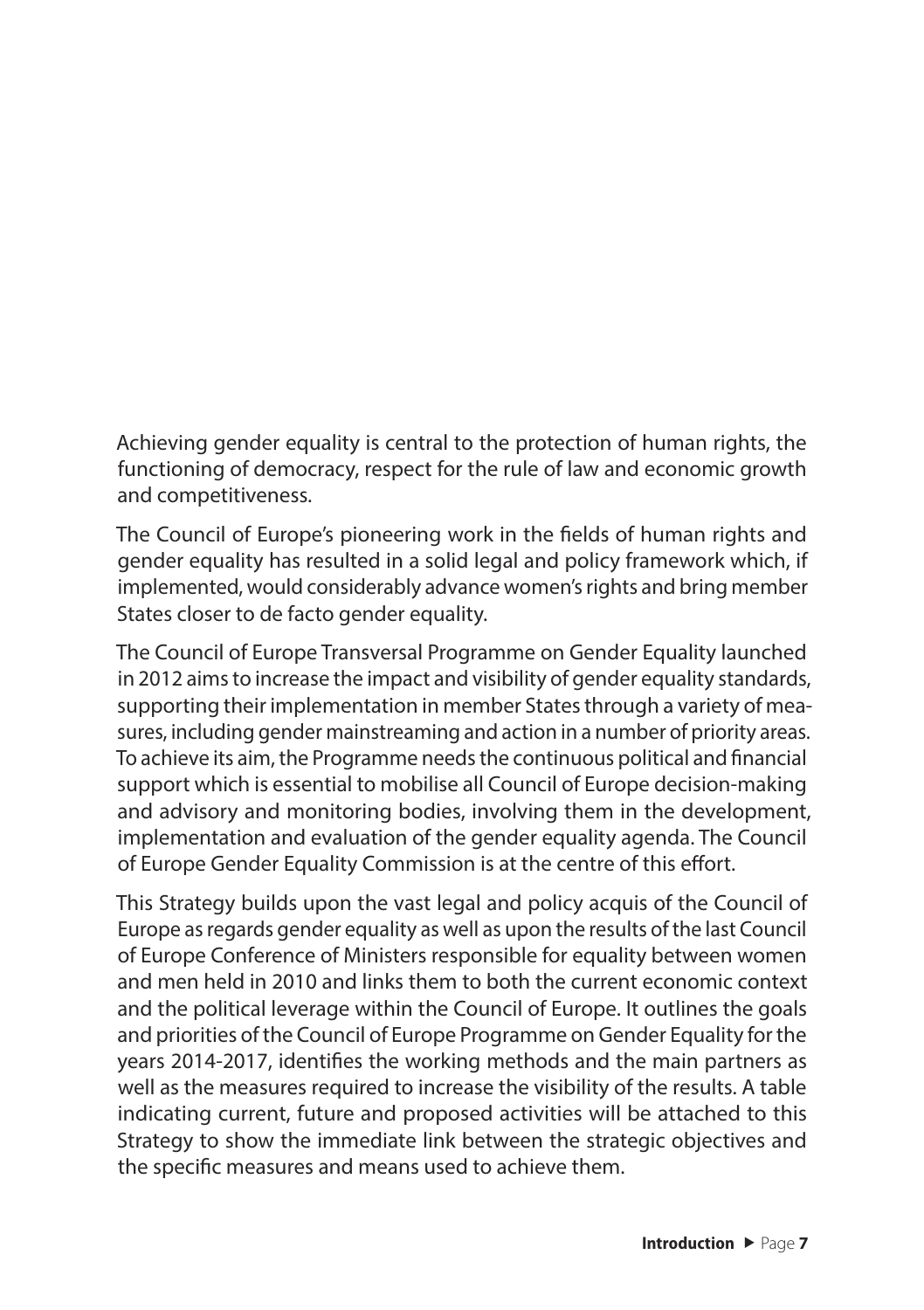Achieving gender equality is central to the protection of human rights, the functioning of democracy, respect for the rule of law and economic growth and competitiveness.

The Council of Europe's pioneering work in the fields of human rights and gender equality has resulted in a solid legal and policy framework which, if implemented, would considerably advance women's rights and bring member States closer to de facto gender equality.

The Council of Europe Transversal Programme on Gender Equality launched in 2012 aims to increase the impact and visibility of gender equality standards, supporting their implementation in member States through a variety of measures, including gender mainstreaming and action in a number of priority areas. To achieve its aim, the Programme needs the continuous political and financial support which is essential to mobilise all Council of Europe decision-making and advisory and monitoring bodies, involving them in the development, implementation and evaluation of the gender equality agenda. The Council of Europe Gender Equality Commission is at the centre of this effort.

This Strategy builds upon the vast legal and policy acquis of the Council of Europe as regards gender equality as well as upon the results of the last Council of Europe Conference of Ministers responsible for equality between women and men held in 2010 and links them to both the current economic context and the political leverage within the Council of Europe. It outlines the goals and priorities of the Council of Europe Programme on Gender Equality for the years 2014-2017, identifies the working methods and the main partners as well as the measures required to increase the visibility of the results. A table indicating current, future and proposed activities will be attached to this Strategy to show the immediate link between the strategic objectives and the specific measures and means used to achieve them.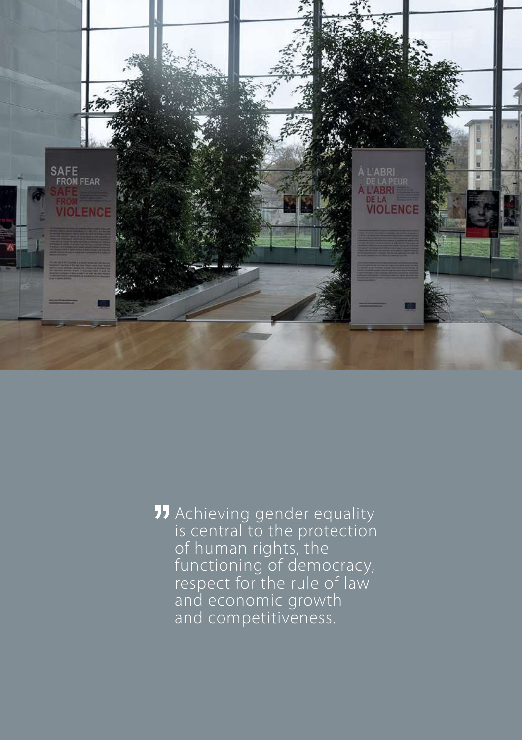> Achieving gender equality is central to the protection of human rights, the functioning of democracy, respect for the rule of law and economic growth and competitiveness.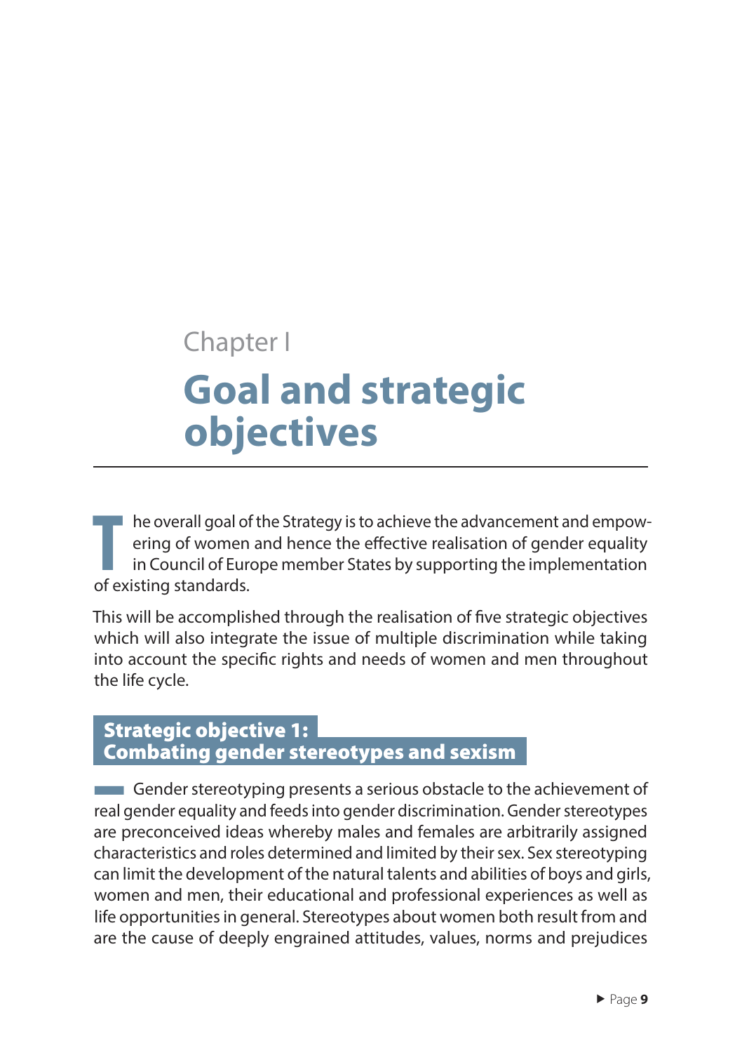Chapter I

# Goal and strategic objectives

The overall goal of the Strategy is to achieve the advancement and empowering of women and hence the effective realisation of gender equality in Council of Europe member States by supporting the implementation of existing standards.

This will be accomplished through the realisation of five strategic objectives which will also integrate the issue of multiple discrimination while taking into account the specific rights and needs of women and men throughout the life cycle.

## Strategic objective 1: Combating gender stereotypes and sexism

Gender stereotyping presents a serious obstacle to the achievement of real gender equality and feeds into gender discrimination. Gender stereotypes are preconceived ideas whereby males and females are arbitrarily assigned characteristics and roles determined and limited by their sex. Sex stereotyping can limit the development of the natural talents and abilities of boys and girls, women and men, their educational and professional experiences as well as life opportunities in general. Stereotypes about women both result from and are the cause of deeply engrained attitudes, values, norms and prejudices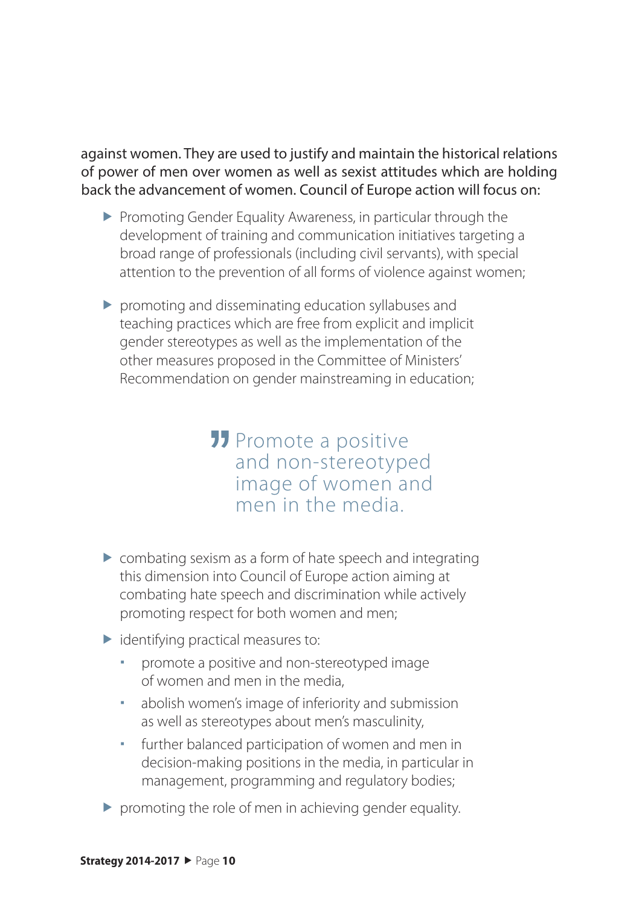against women. They are used to justify and maintain the historical relations of power of men over women as well as sexist attitudes which are holding back the advancement of women. Council of Europe action will focus on:

- Promoting Gender Equality Awareness, in particular through the development of training and communication initiatives targeting a broad range of professionals (including civil servants), with special attention to the prevention of all forms of violence against women;
- promoting and disseminating education syllabuses and teaching practices which are free from explicit and implicit gender stereotypes as well as the implementation of the other measures proposed in the Committee of Ministers' Recommendation on gender mainstreaming in education;

> Promote a positive and non-stereotyped image of women and men in the media.

- combating sexism as a form of hate speech and integrating this dimension into Council of Europe action aiming at combating hate speech and discrimination while actively promoting respect for both women and men;
- identifying practical measures to:
  - promote a positive and non-stereotyped image of women and men in the media,
  - abolish women's image of inferiority and submission as well as stereotypes about men's masculinity,
  - further balanced participation of women and men in decision-making positions in the media, in particular in management, programming and regulatory bodies;
- promoting the role of men in achieving gender equality.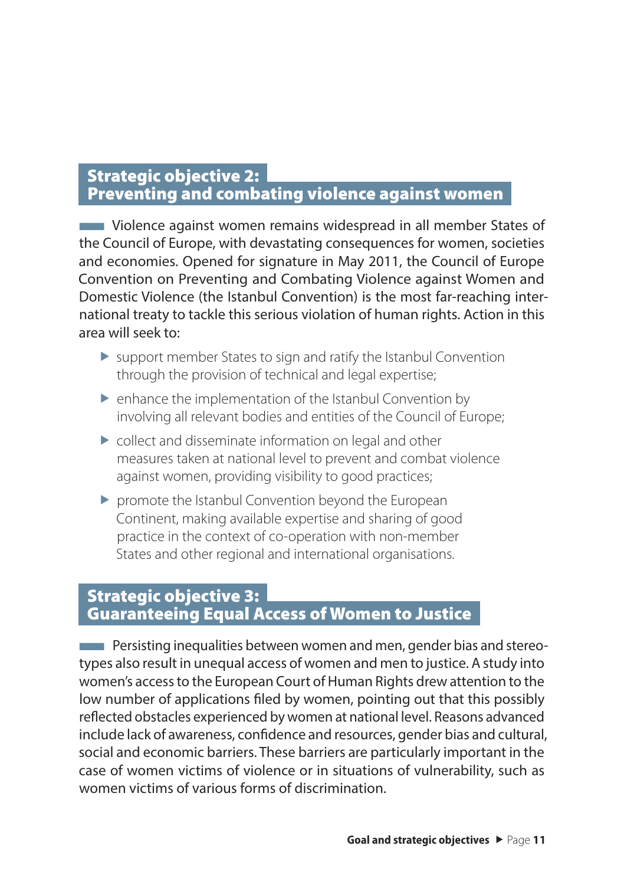## Strategic objective 2: Preventing and combating violence against women

Violence against women remains widespread in all member States of the Council of Europe, with devastating consequences for women, societies and economies. Opened for signature in May 2011, the Council of Europe Convention on Preventing and Combating Violence against Women and Domestic Violence (the Istanbul Convention) is the most far-reaching international treaty to tackle this serious violation of human rights. Action in this area will seek to:

- support member States to sign and ratify the Istanbul Convention through the provision of technical and legal expertise;
- enhance the implementation of the Istanbul Convention by involving all relevant bodies and entities of the Council of Europe;
- collect and disseminate information on legal and other measures taken at national level to prevent and combat violence against women, providing visibility to good practices;
- promote the Istanbul Convention beyond the European Continent, making available expertise and sharing of good practice in the context of co-operation with non-member States and other regional and international organisations.

## Strategic objective 3: Guaranteeing Equal Access of Women to Justice

Persisting inequalities between women and men, gender bias and stereotypes also result in unequal access of women and men to justice. A study into women's access to the European Court of Human Rights drew attention to the low number of applications filed by women, pointing out that this possibly reflected obstacles experienced by women at national level. Reasons advanced include lack of awareness, confidence and resources, gender bias and cultural, social and economic barriers. These barriers are particularly important in the case of women victims of violence or in situations of vulnerability, such as women victims of various forms of discrimination.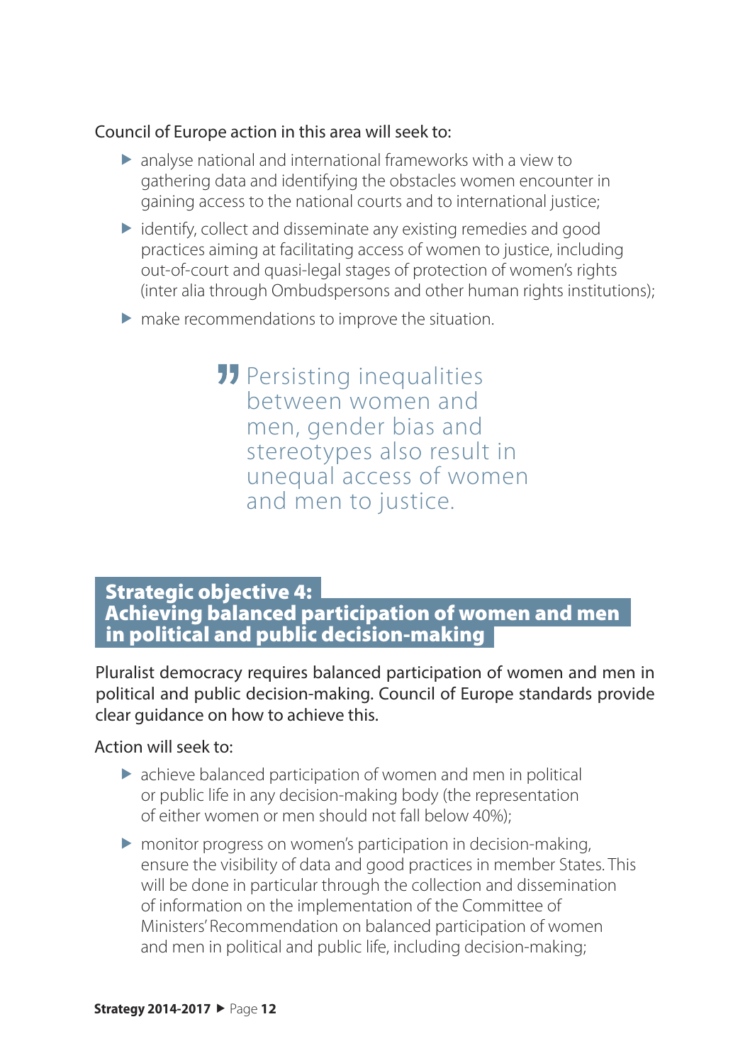Council of Europe action in this area will seek to:

- analyse national and international frameworks with a view to gathering data and identifying the obstacles women encounter in gaining access to the national courts and to international justice;
- identify, collect and disseminate any existing remedies and good practices aiming at facilitating access of women to justice, including out-of-court and quasi-legal stages of protection of women's rights (inter alia through Ombudspersons and other human rights institutions);
- make recommendations to improve the situation.

> Persisting inequalities between women and men, gender bias and stereotypes also result in unequal access of women and men to justice.

## Strategic objective 4: Achieving balanced participation of women and men in political and public decision-making

Pluralist democracy requires balanced participation of women and men in political and public decision-making. Council of Europe standards provide clear guidance on how to achieve this.

Action will seek to:

- achieve balanced participation of women and men in political or public life in any decision-making body (the representation of either women or men should not fall below 40%);
- monitor progress on women's participation in decision-making, ensure the visibility of data and good practices in member States. This will be done in particular through the collection and dissemination of information on the implementation of the Committee of Ministers' Recommendation on balanced participation of women and men in political and public life, including decision-making;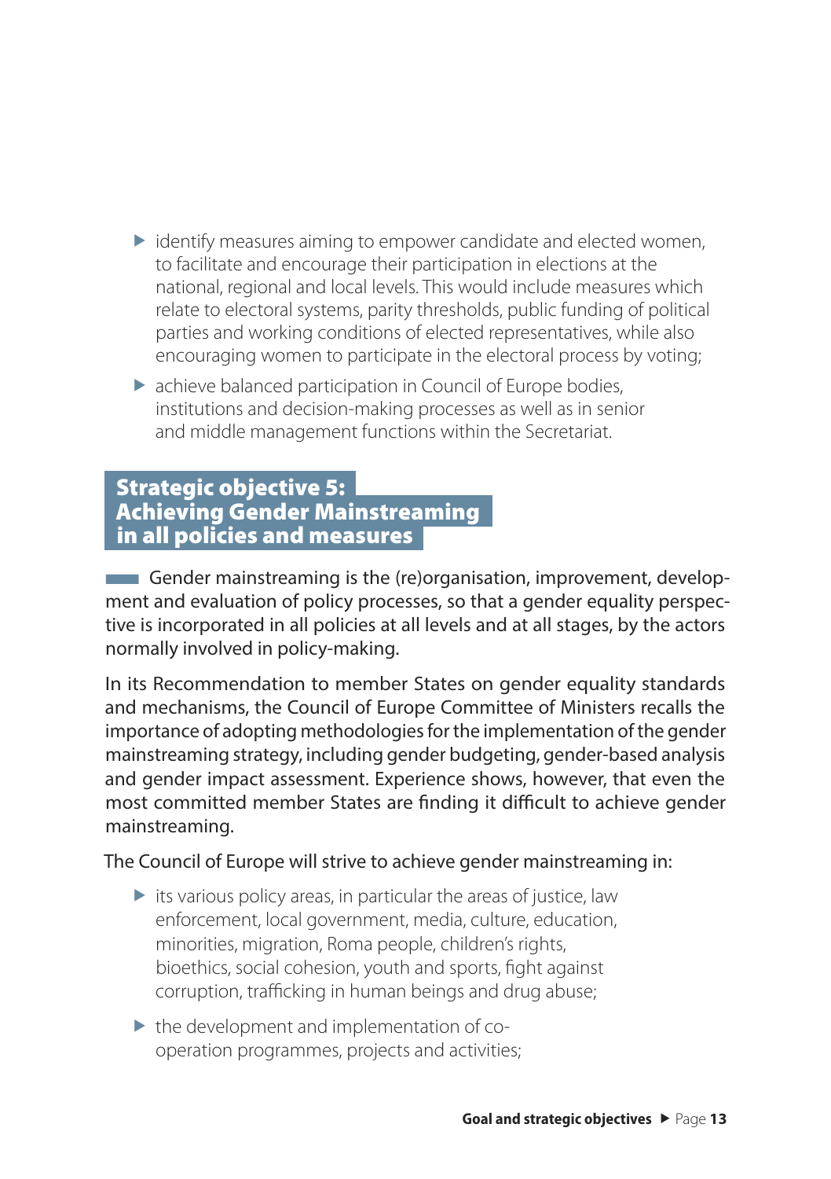- identify measures aiming to empower candidate and elected women, to facilitate and encourage their participation in elections at the national, regional and local levels. This would include measures which relate to electoral systems, parity thresholds, public funding of political parties and working conditions of elected representatives, while also encouraging women to participate in the electoral process by voting;
- achieve balanced participation in Council of Europe bodies, institutions and decision-making processes as well as in senior and middle management functions within the Secretariat.

## Strategic objective 5: Achieving Gender Mainstreaming in all policies and measures

Gender mainstreaming is the (re)organisation, improvement, development and evaluation of policy processes, so that a gender equality perspective is incorporated in all policies at all levels and at all stages, by the actors normally involved in policy-making.

In its Recommendation to member States on gender equality standards and mechanisms, the Council of Europe Committee of Ministers recalls the importance of adopting methodologies for the implementation of the gender mainstreaming strategy, including gender budgeting, gender-based analysis and gender impact assessment. Experience shows, however, that even the most committed member States are finding it difficult to achieve gender mainstreaming.

The Council of Europe will strive to achieve gender mainstreaming in:

- its various policy areas, in particular the areas of justice, law enforcement, local government, media, culture, education, minorities, migration, Roma people, children's rights, bioethics, social cohesion, youth and sports, fight against corruption, trafficking in human beings and drug abuse;
- the development and implementation of co-operation programmes, projects and activities;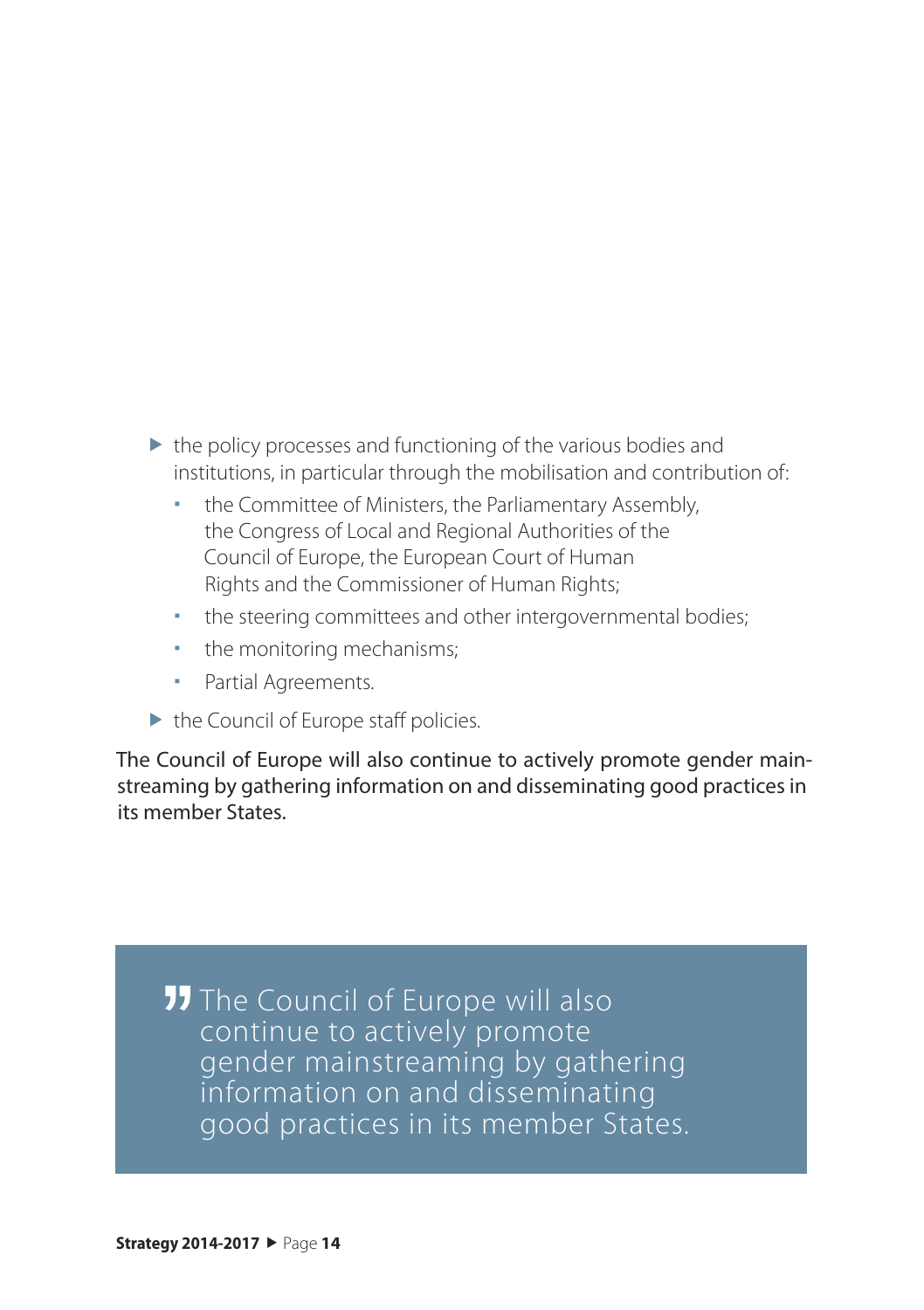- the policy processes and functioning of the various bodies and institutions, in particular through the mobilisation and contribution of:
  - the Committee of Ministers, the Parliamentary Assembly, the Congress of Local and Regional Authorities of the Council of Europe, the European Court of Human Rights and the Commissioner of Human Rights;
  - the steering committees and other intergovernmental bodies;
  - the monitoring mechanisms;
  - Partial Agreements.
- the Council of Europe staff policies.

The Council of Europe will also continue to actively promote gender mainstreaming by gathering information on and disseminating good practices in its member States.

> The Council of Europe will also continue to actively promote gender mainstreaming by gathering information on and disseminating good practices in its member States.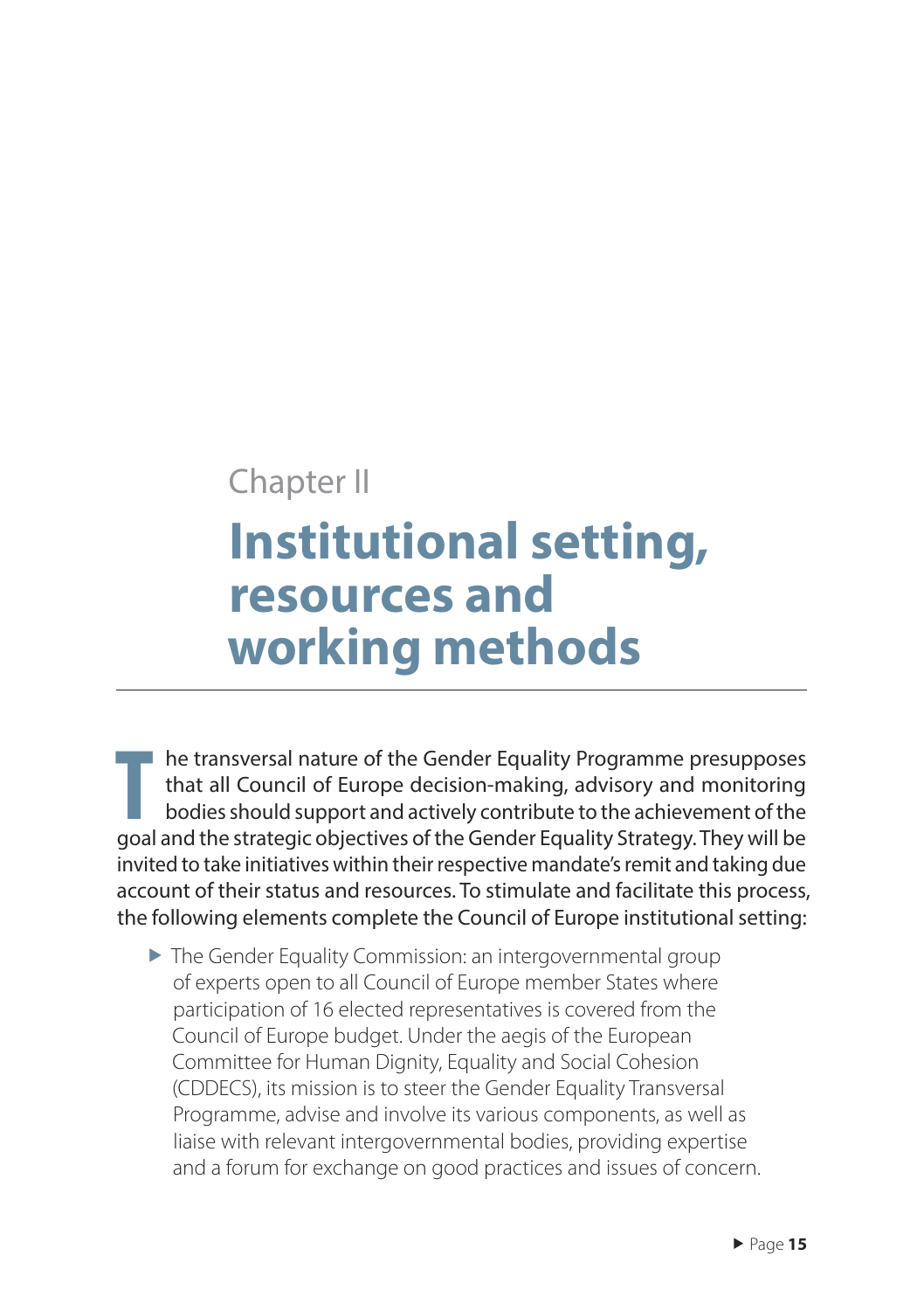Chapter II

# Institutional setting, resources and working methods

The transversal nature of the Gender Equality Programme presupposes that all Council of Europe decision-making, advisory and monitoring bodies should support and actively contribute to the achievement of the goal and the strategic objectives of the Gender Equality Strategy. They will be invited to take initiatives within their respective mandate's remit and taking due account of their status and resources. To stimulate and facilitate this process, the following elements complete the Council of Europe institutional setting:

- The Gender Equality Commission: an intergovernmental group of experts open to all Council of Europe member States where participation of 16 elected representatives is covered from the Council of Europe budget. Under the aegis of the European Committee for Human Dignity, Equality and Social Cohesion (CDDECS), its mission is to steer the Gender Equality Transversal Programme, advise and involve its various components, as well as liaise with relevant intergovernmental bodies, providing expertise and a forum for exchange on good practices and issues of concern.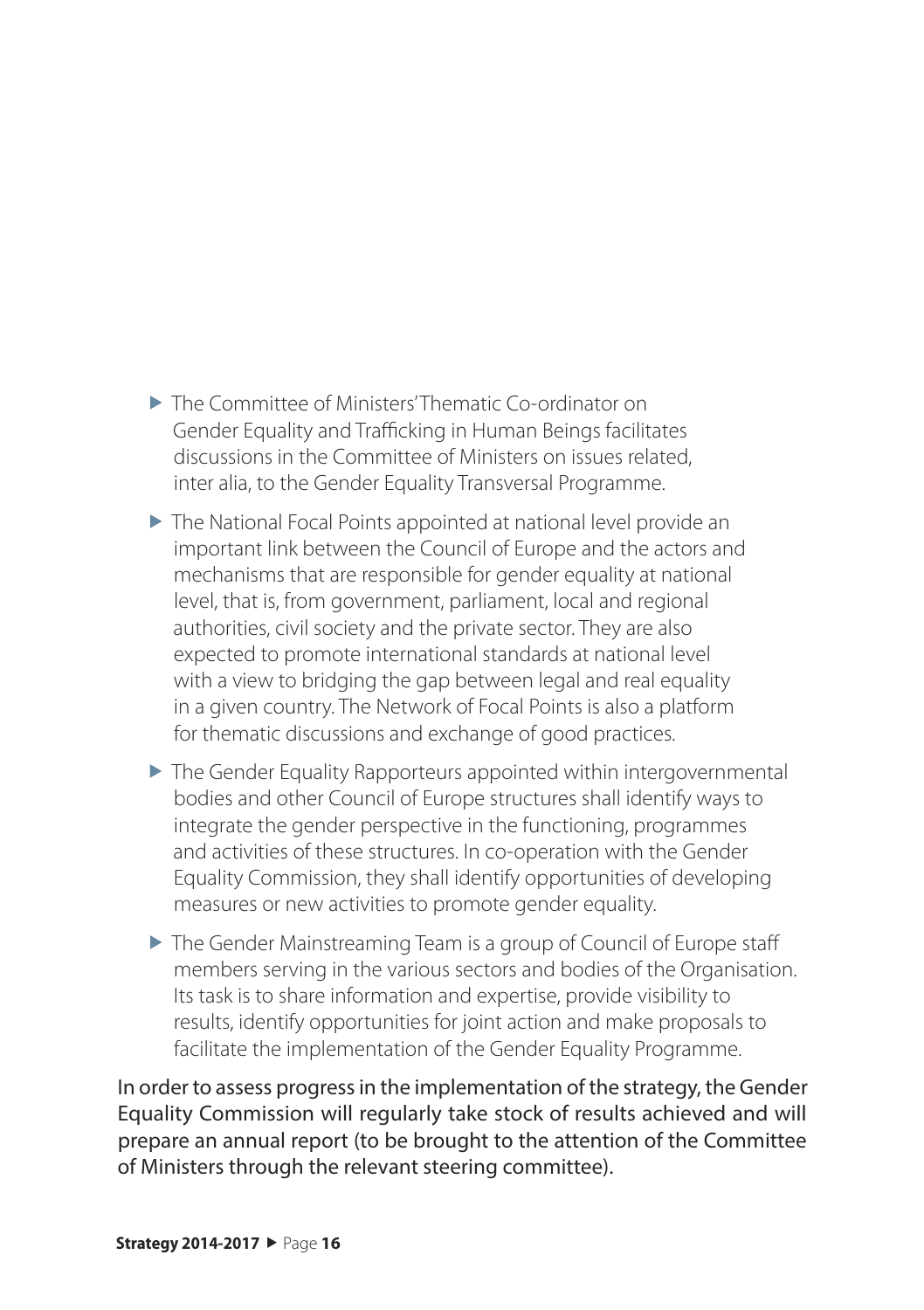- The Committee of Ministers' Thematic Co-ordinator on Gender Equality and Trafficking in Human Beings facilitates discussions in the Committee of Ministers on issues related, inter alia, to the Gender Equality Transversal Programme.

- The National Focal Points appointed at national level provide an important link between the Council of Europe and the actors and mechanisms that are responsible for gender equality at national level, that is, from government, parliament, local and regional authorities, civil society and the private sector. They are also expected to promote international standards at national level with a view to bridging the gap between legal and real equality in a given country. The Network of Focal Points is also a platform for thematic discussions and exchange of good practices.

- The Gender Equality Rapporteurs appointed within intergovernmental bodies and other Council of Europe structures shall identify ways to integrate the gender perspective in the functioning, programmes and activities of these structures. In co-operation with the Gender Equality Commission, they shall identify opportunities of developing measures or new activities to promote gender equality.

- The Gender Mainstreaming Team is a group of Council of Europe staff members serving in the various sectors and bodies of the Organisation. Its task is to share information and expertise, provide visibility to results, identify opportunities for joint action and make proposals to facilitate the implementation of the Gender Equality Programme.

In order to assess progress in the implementation of the strategy, the Gender Equality Commission will regularly take stock of results achieved and will prepare an annual report (to be brought to the attention of the Committee of Ministers through the relevant steering committee).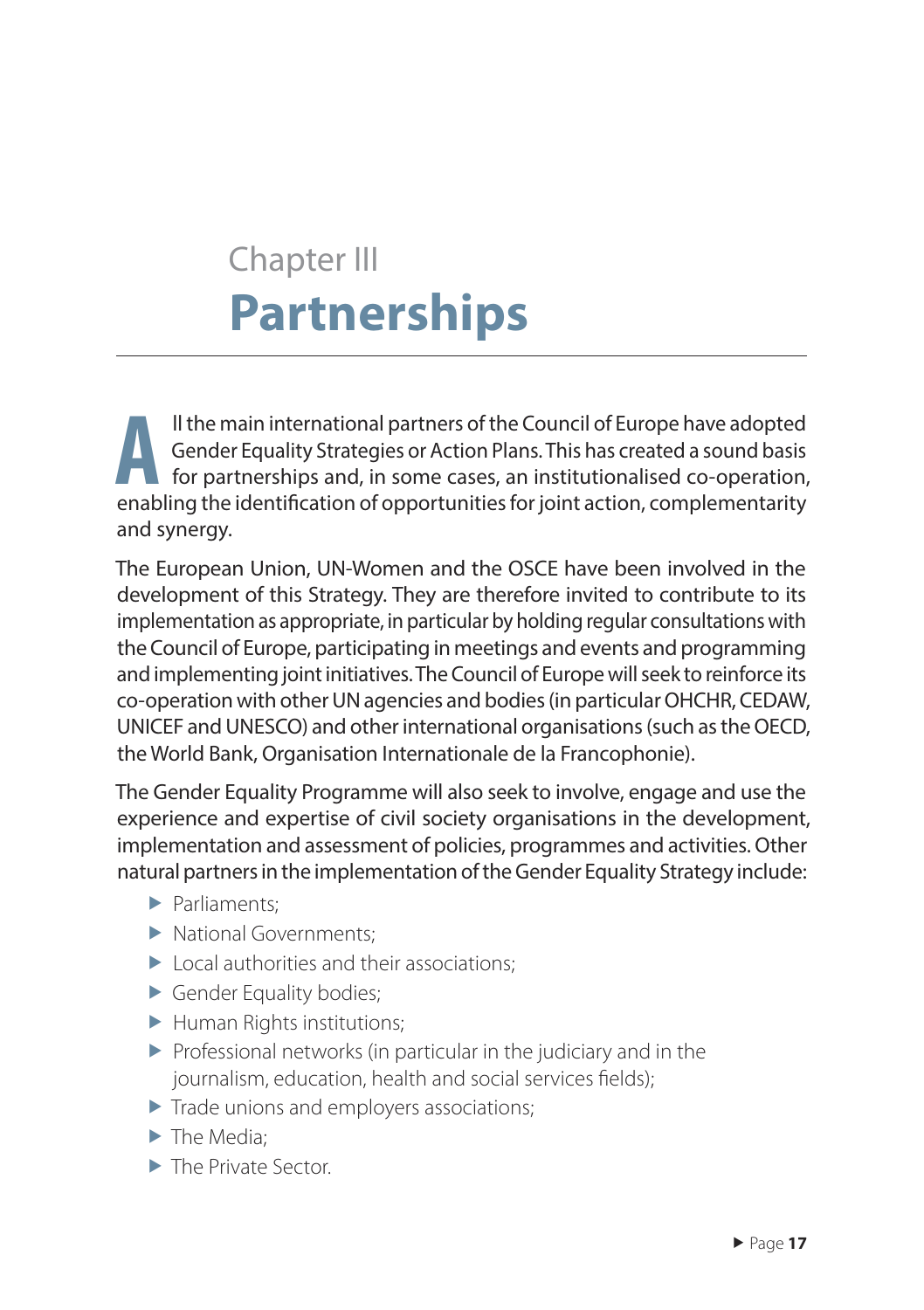# Chapter III
# Partnerships

All the main international partners of the Council of Europe have adopted Gender Equality Strategies or Action Plans. This has created a sound basis for partnerships and, in some cases, an institutionalised co-operation, enabling the identification of opportunities for joint action, complementarity and synergy.

The European Union, UN-Women and the OSCE have been involved in the development of this Strategy. They are therefore invited to contribute to its implementation as appropriate, in particular by holding regular consultations with the Council of Europe, participating in meetings and events and programming and implementing joint initiatives. The Council of Europe will seek to reinforce its co-operation with other UN agencies and bodies (in particular OHCHR, CEDAW, UNICEF and UNESCO) and other international organisations (such as the OECD, the World Bank, Organisation Internationale de la Francophonie).

The Gender Equality Programme will also seek to involve, engage and use the experience and expertise of civil society organisations in the development, implementation and assessment of policies, programmes and activities. Other natural partners in the implementation of the Gender Equality Strategy include:

- Parliaments;
- National Governments;
- Local authorities and their associations;
- Gender Equality bodies;
- Human Rights institutions;
- Professional networks (in particular in the judiciary and in the journalism, education, health and social services fields);
- Trade unions and employers associations;
- The Media;
- The Private Sector.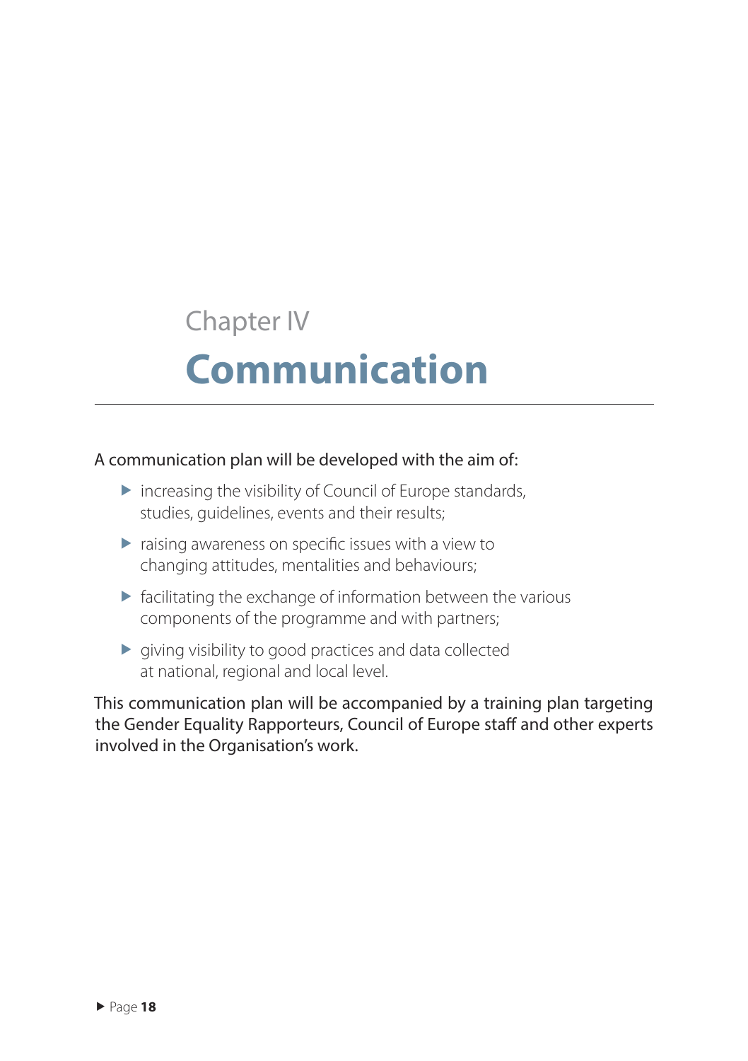# Chapter IV
# Communication

A communication plan will be developed with the aim of:

- increasing the visibility of Council of Europe standards, studies, guidelines, events and their results;
- raising awareness on specific issues with a view to changing attitudes, mentalities and behaviours;
- facilitating the exchange of information between the various components of the programme and with partners;
- giving visibility to good practices and data collected at national, regional and local level.

This communication plan will be accompanied by a training plan targeting the Gender Equality Rapporteurs, Council of Europe staff and other experts involved in the Organisation's work.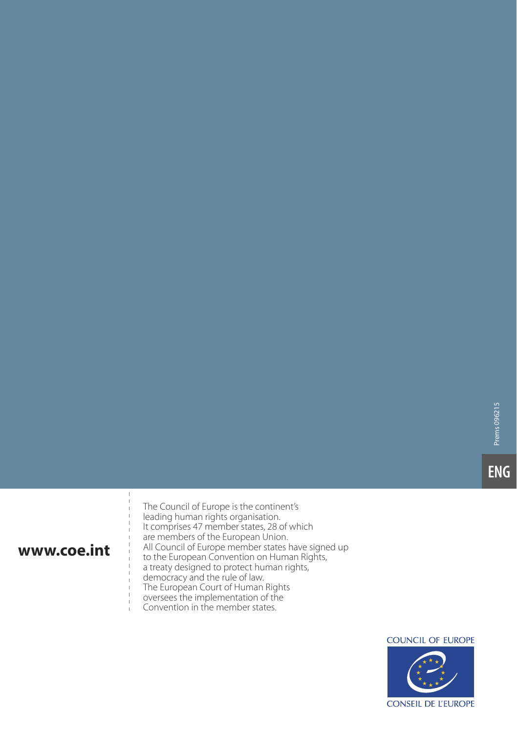Prems 096215

ENG

**www.coe.int**

The Council of Europe is the continent's leading human rights organisation. It comprises 47 member states, 28 of which are members of the European Union. All Council of Europe member states have signed up to the European Convention on Human Rights, a treaty designed to protect human rights, democracy and the rule of law. The European Court of Human Rights oversees the implementation of the Convention in the member states.

COUNCIL OF EUROPE

CONSEIL DE L'EUROPE